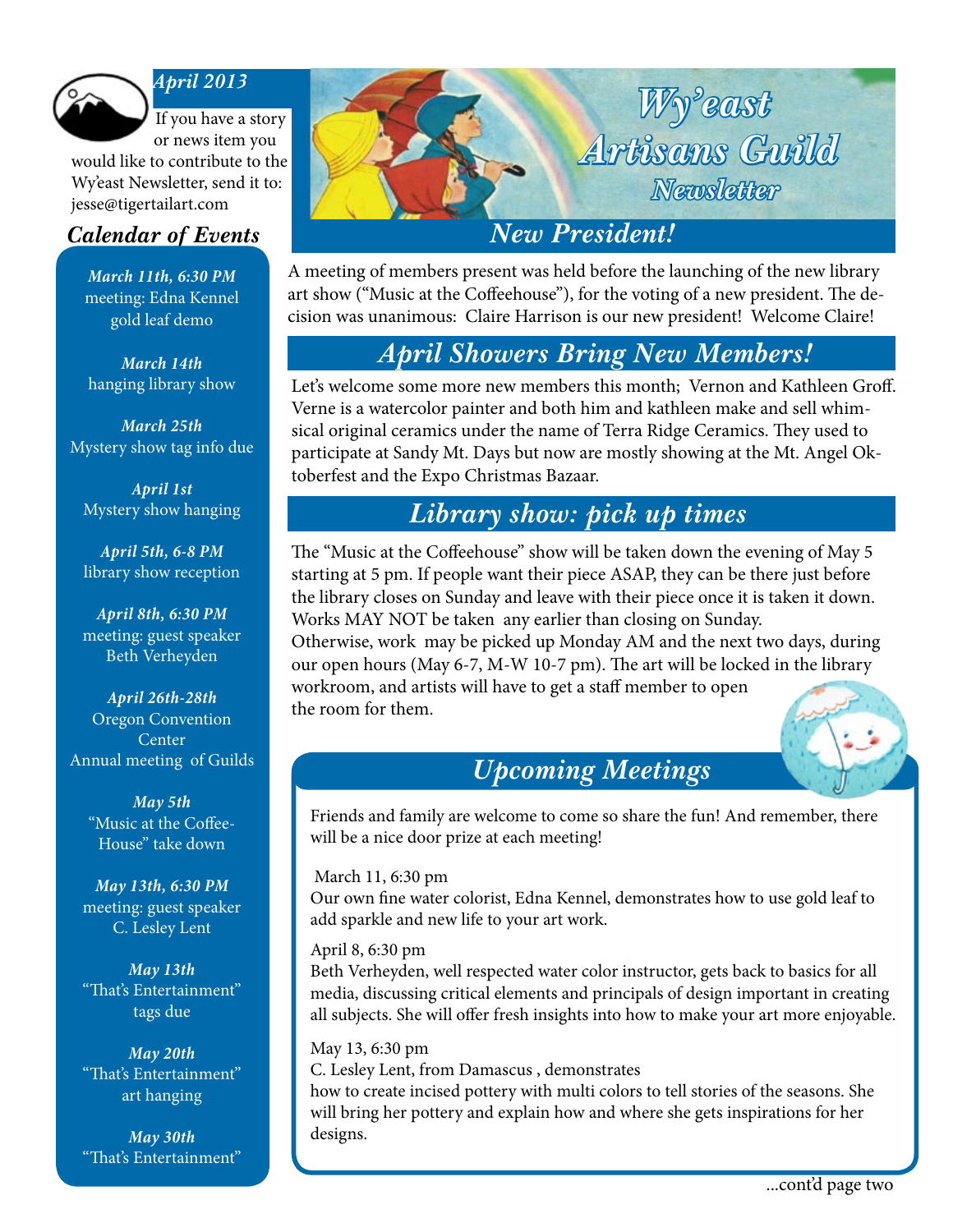# Wy'east Artisans Guild Newsletter

*April 2013*

If you have a story or news item you would like to contribute to the Wy'east Newsletter, send it to: jesse@tigertailart.com

## *Calendar of Events*

***March 11th, 6:30 PM***
meeting: Edna Kennel gold leaf demo

***March 14th***
hanging library show

***March 25th***
Mystery show tag info due

***April 1st***
Mystery show hanging

***April 5th, 6-8 PM***
library show reception

***April 8th, 6:30 PM***
meeting: guest speaker Beth Verheyden

***April 26th-28th***
Oregon Convention Center
Annual meeting of Guilds

***May 5th***
"Music at the Coffee-House" take down

***May 13th, 6:30 PM***
meeting: guest speaker C. Lesley Lent

***May 13th***
"That's Entertainment" tags due

***May 20th***
"That's Entertainment" art hanging

***May 30th***
"That's Entertainment"

## *New President!*

A meeting of members present was held before the launching of the new library art show ("Music at the Coffeehouse"), for the voting of a new president. The decision was unanimous: Claire Harrison is our new president! Welcome Claire!

## *April Showers Bring New Members!*

Let's welcome some more new members this month; Vernon and Kathleen Groff. Verne is a watercolor painter and both him and kathleen make and sell whimsical original ceramics under the name of Terra Ridge Ceramics. They used to participate at Sandy Mt. Days but now are mostly showing at the Mt. Angel Oktoberfest and the Expo Christmas Bazaar.

## *Library show: pick up times*

The "Music at the Coffeehouse" show will be taken down the evening of May 5 starting at 5 pm. If people want their piece ASAP, they can be there just before the library closes on Sunday and leave with their piece once it is taken it down. Works MAY NOT be taken any earlier than closing on Sunday.
Otherwise, work may be picked up Monday AM and the next two days, during our open hours (May 6-7, M-W 10-7 pm). The art will be locked in the library workroom, and artists will have to get a staff member to open the room for them.

## *Upcoming Meetings*

Friends and family are welcome to come so share the fun! And remember, there will be a nice door prize at each meeting!

March 11, 6:30 pm
Our own fine water colorist, Edna Kennel, demonstrates how to use gold leaf to add sparkle and new life to your art work.

April 8, 6:30 pm
Beth Verheyden, well respected water color instructor, gets back to basics for all media, discussing critical elements and principals of design important in creating all subjects. She will offer fresh insights into how to make your art more enjoyable.

May 13, 6:30 pm
C. Lesley Lent, from Damascus , demonstrates
how to create incised pottery with multi colors to tell stories of the seasons. She will bring her pottery and explain how and where she gets inspirations for her designs.

...cont'd page two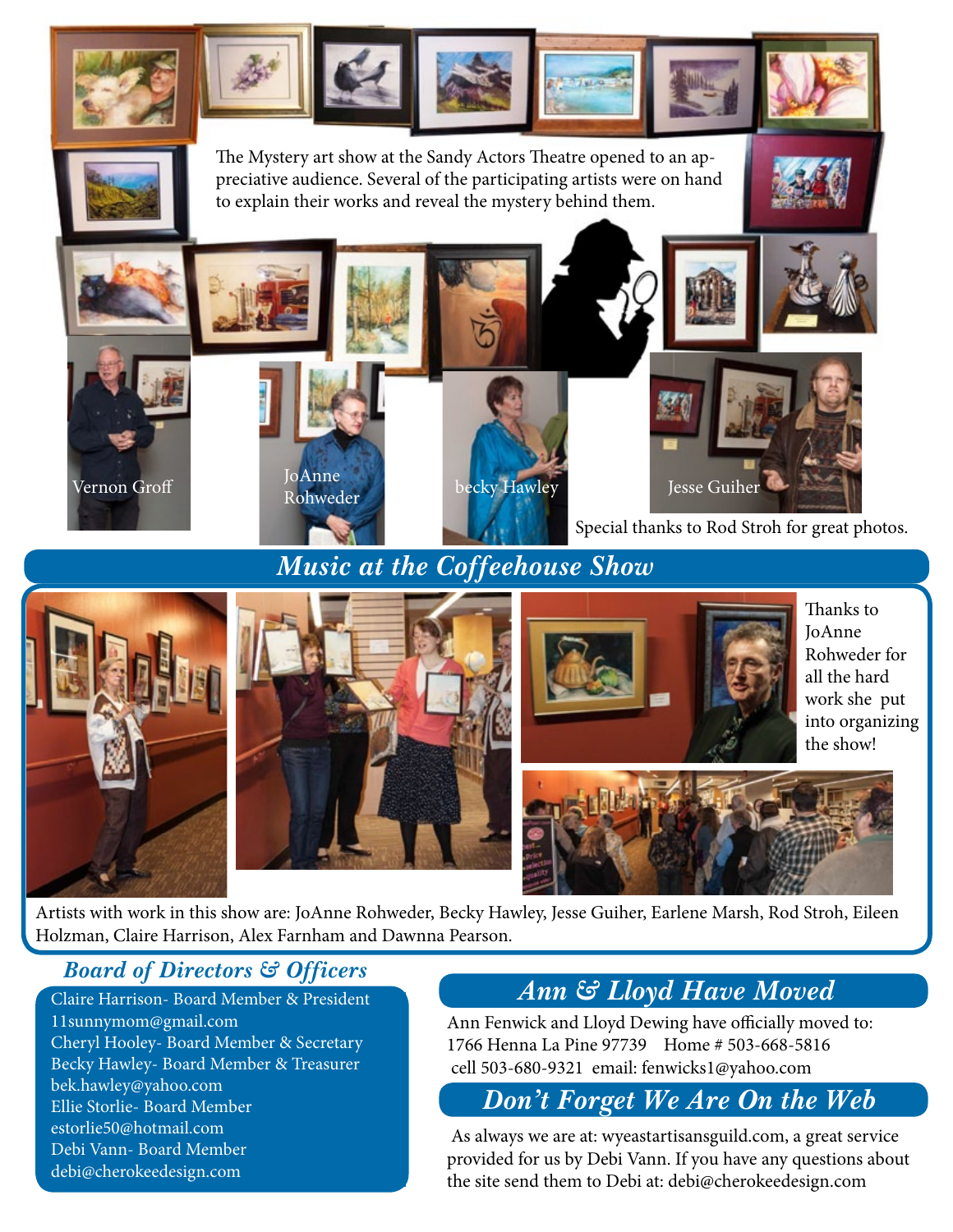The Mystery art show at the Sandy Actors Theatre opened to an appreciative audience. Several of the participating artists were on hand to explain their works and reveal the mystery behind them.

Vernon Groff

JoAnne Rohweder

becky Hawley

Jesse Guiher

Special thanks to Rod Stroh for great photos.

## *Music at the Coffeehouse Show*

Thanks to JoAnne Rohweder for all the hard work she put into organizing the show!

Artists with work in this show are: JoAnne Rohweder, Becky Hawley, Jesse Guiher, Earlene Marsh, Rod Stroh, Eileen Holzman, Claire Harrison, Alex Farnham and Dawnna Pearson.

## *Board of Directors & Officers*

Claire Harrison- Board Member & President
11sunnymom@gmail.com
Cheryl Hooley- Board Member & Secretary
Becky Hawley- Board Member & Treasurer
bek.hawley@yahoo.com
Ellie Storlie- Board Member
estorlie50@hotmail.com
Debi Vann- Board Member
debi@cherokeedesign.com

## *Ann & Lloyd Have Moved*

Ann Fenwick and Lloyd Dewing have officially moved to:
1766 Henna La Pine 97739 Home # 503-668-5816
cell 503-680-9321 email: fenwicks1@yahoo.com

## *Don't Forget We Are On the Web*

As always we are at: wyeastartisansguild.com, a great service provided for us by Debi Vann. If you have any questions about the site send them to Debi at: debi@cherokeedesign.com